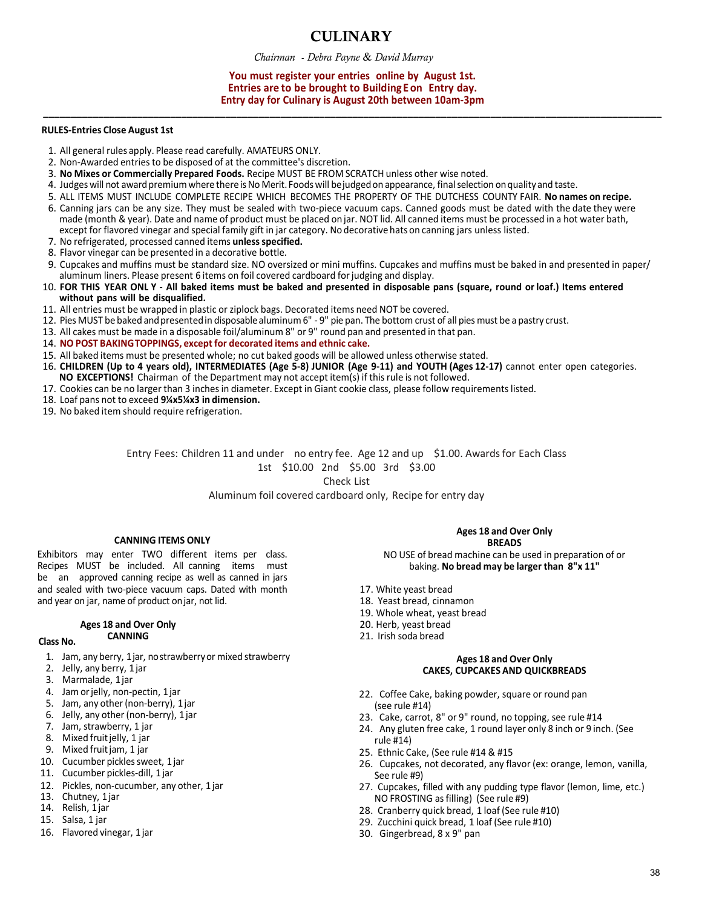# CULINARY

*Chairman - Debra Payne & David Murray*

**You must register your entries online by August 1st.**
**Entries are to be brought to Building E on Entry day.**
**Entry day for Culinary is August 20th between 10am-3pm**

---

**RULES-Entries Close August 1st**

1. All general rules apply. Please read carefully. AMATEURS ONLY.
2. Non-Awarded entries to be disposed of at the committee's discretion.
3. **No Mixes or Commercially Prepared Foods.** Recipe MUST BE FROM SCRATCH unless other wise noted.
4. Judges will not award premium where there is No Merit. Foods will be judged on appearance, final selection on quality and taste.
5. ALL ITEMS MUST INCLUDE COMPLETE RECIPE WHICH BECOMES THE PROPERTY OF THE DUTCHESS COUNTY FAIR. **No names on recipe.**
6. Canning jars can be any size. They must be sealed with two-piece vacuum caps. Canned goods must be dated with the date they were made (month & year). Date and name of product must be placed on jar. NOT lid. All canned items must be processed in a hot water bath, except for flavored vinegar and special family gift in jar category. No decorative hats on canning jars unless listed.
7. No refrigerated, processed canned items **unless specified.**
8. Flavor vinegar can be presented in a decorative bottle.
9. Cupcakes and muffins must be standard size. NO oversized or mini muffins. Cupcakes and muffins must be baked in and presented in paper/ aluminum liners. Please present 6 items on foil covered cardboard for judging and display.
10. **FOR THIS YEAR ONL Y - All baked items must be baked and presented in disposable pans (square, round or loaf.) Items entered without pans will be disqualified.**
11. All entries must be wrapped in plastic or ziplock bags. Decorated items need NOT be covered.
12. Pies MUST be baked and presented in disposable aluminum 6" - 9" pie pan. The bottom crust of all pies must be a pastry crust.
13. All cakes must be made in a disposable foil/aluminum 8" or 9" round pan and presented in that pan.
14. **NO POST BAKING TOPPINGS, except for decorated items and ethnic cake.**
15. All baked items must be presented whole; no cut baked goods will be allowed unless otherwise stated.
16. **CHILDREN (Up to 4 years old), INTERMEDIATES (Age 5-8) JUNIOR (Age 9-11) and YOUTH (Ages 12-17)** cannot enter open categories. **NO EXCEPTIONS!** Chairman of the Department may not accept item(s) if this rule is not followed.
17. Cookies can be no larger than 3 inches in diameter. Except in Giant cookie class, please follow requirements listed.
18. Loaf pans not to exceed **9¼x5¼x3 in dimension.**
19. No baked item should require refrigeration.

Entry Fees: Children 11 and under no entry fee. Age 12 and up $1.00. Awards for Each Class

1st $10.00 2nd $5.00 3rd $3.00

Check List

Aluminum foil covered cardboard only, Recipe for entry day

**CANNING ITEMS ONLY**

Exhibitors may enter TWO different items per class. Recipes MUST be included. All canning items must be an approved canning recipe as well as canned in jars and sealed with two-piece vacuum caps. Dated with month and year on jar, name of product on jar, not lid.

**Ages 18 and Over Only**
**CANNING**

**Class No.**

1. Jam, any berry, 1 jar, no strawberry or mixed strawberry
2. Jelly, any berry, 1 jar
3. Marmalade, 1 jar
4. Jam or jelly, non-pectin, 1 jar
5. Jam, any other (non-berry), 1 jar
6. Jelly, any other (non-berry), 1 jar
7. Jam, strawberry, 1 jar
8. Mixed fruit jelly, 1 jar
9. Mixed fruit jam, 1 jar
10. Cucumber pickles sweet, 1 jar
11. Cucumber pickles-dill, 1 jar
12. Pickles, non-cucumber, any other, 1 jar
13. Chutney, 1 jar
14. Relish, 1 jar
15. Salsa, 1 jar
16. Flavored vinegar, 1 jar

**Ages 18 and Over Only**
**BREADS**

NO USE of bread machine can be used in preparation of or baking. **No bread may be larger than 8"x 11"**

17. White yeast bread
18. Yeast bread, cinnamon
19. Whole wheat, yeast bread
20. Herb, yeast bread
21. Irish soda bread

**Ages 18 and Over Only**
**CAKES, CUPCAKES AND QUICKBREADS**

22. Coffee Cake, baking powder, square or round pan (see rule #14)
23. Cake, carrot, 8" or 9" round, no topping, see rule #14
24. Any gluten free cake, 1 round layer only 8 inch or 9 inch. (See rule #14)
25. Ethnic Cake, (See rule #14 & #15
26. Cupcakes, not decorated, any flavor (ex: orange, lemon, vanilla, See rule #9)
27. Cupcakes, filled with any pudding type flavor (lemon, lime, etc.) NO FROSTING as filling) (See rule #9)
28. Cranberry quick bread, 1 loaf (See rule #10)
29. Zucchini quick bread, 1 loaf (See rule #10)
30. Gingerbread, 8 x 9" pan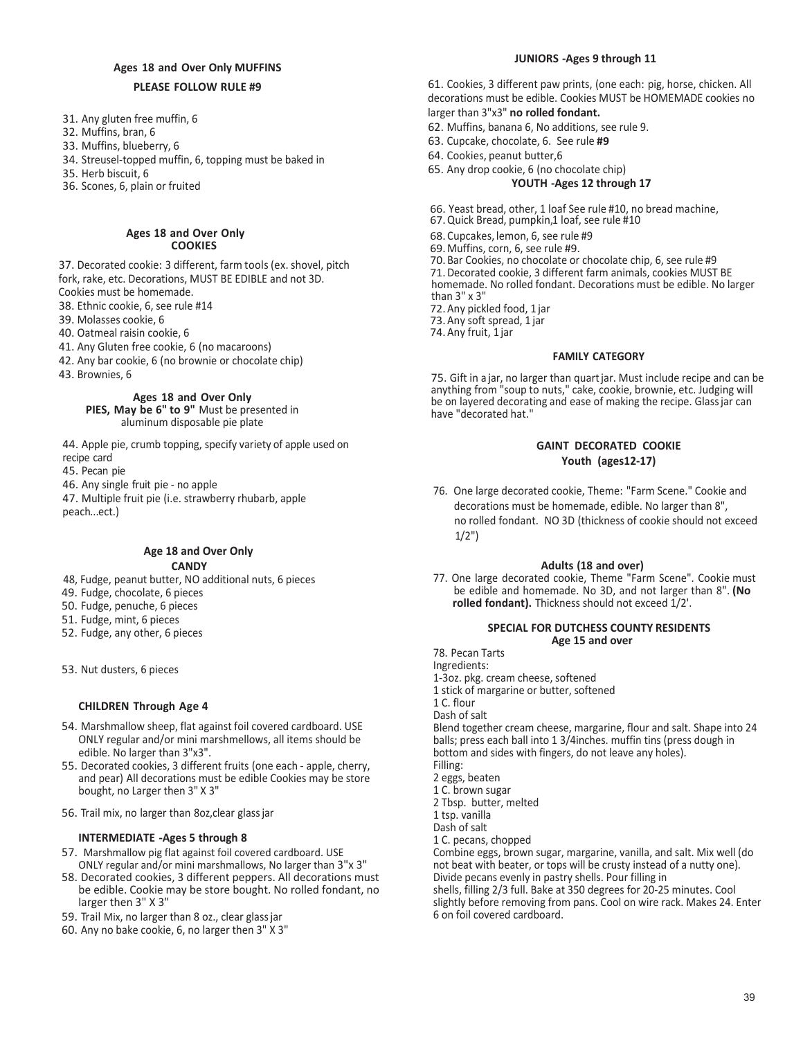## Ages 18 and Over Only MUFFINS

**PLEASE FOLLOW RULE #9**

31. Any gluten free muffin, 6
32. Muffins, bran, 6
33. Muffins, blueberry, 6
34. Streusel-topped muffin, 6, topping must be baked in
35. Herb biscuit, 6
36. Scones, 6, plain or fruited

## Ages 18 and Over Only COOKIES

37. Decorated cookie: 3 different, farm tools (ex. shovel, pitch fork, rake, etc. Decorations, MUST BE EDIBLE and not 3D. Cookies must be homemade.
38. Ethnic cookie, 6, see rule #14
39. Molasses cookie, 6
40. Oatmeal raisin cookie, 6
41. Any Gluten free cookie, 6 (no macaroons)
42. Any bar cookie, 6 (no brownie or chocolate chip)
43. Brownies, 6

## Ages 18 and Over Only

**PIES, May be 6" to 9"** Must be presented in aluminum disposable pie plate

44. Apple pie, crumb topping, specify variety of apple used on recipe card
45. Pecan pie
46. Any single fruit pie - no apple
47. Multiple fruit pie (i.e. strawberry rhubarb, apple peach...ect.)

## Age 18 and Over Only CANDY

48, Fudge, peanut butter, NO additional nuts, 6 pieces
49. Fudge, chocolate, 6 pieces
50. Fudge, penuche, 6 pieces
51. Fudge, mint, 6 pieces
52. Fudge, any other, 6 pieces

53. Nut dusters, 6 pieces

### CHILDREN Through Age 4

54. Marshmallow sheep, flat against foil covered cardboard. USE ONLY regular and/or mini marshmellows, all items should be edible. No larger than 3"x3".
55. Decorated cookies, 3 different fruits (one each - apple, cherry, and pear) All decorations must be edible Cookies may be store bought, no Larger then 3" X 3"
56. Trail mix, no larger than 8oz,clear glass jar

### INTERMEDIATE -Ages 5 through 8

57. Marshmallow pig flat against foil covered cardboard. USE ONLY regular and/or mini marshmallows, No larger than 3"x 3"
58. Decorated cookies, 3 different peppers. All decorations must be edible. Cookie may be store bought. No rolled fondant, no larger then 3" X 3"
59. Trail Mix, no larger than 8 oz., clear glass jar
60. Any no bake cookie, 6, no larger then 3" X 3"

### JUNIORS -Ages 9 through 11

61. Cookies, 3 different paw prints, (one each: pig, horse, chicken. All decorations must be edible. Cookies MUST be HOMEMADE cookies no larger than 3"x3" **no rolled fondant.**
62. Muffins, banana 6, No additions, see rule 9.
63. Cupcake, chocolate, 6. See rule **#9**
64. Cookies, peanut butter,6
65. Any drop cookie, 6 (no chocolate chip)

### YOUTH -Ages 12 through 17

66. Yeast bread, other, 1 loaf See rule #10, no bread machine,
67. Quick Bread, pumpkin,1 loaf, see rule #10
68. Cupcakes, lemon, 6, see rule #9
69. Muffins, corn, 6, see rule #9.
70. Bar Cookies, no chocolate or chocolate chip, 6, see rule #9
71. Decorated cookie, 3 different farm animals, cookies MUST BE homemade. No rolled fondant. Decorations must be edible. No larger than 3" x 3"
72. Any pickled food, 1 jar
73. Any soft spread, 1 jar
74. Any fruit, 1 jar

### FAMILY CATEGORY

75. Gift in a jar, no larger than quart jar. Must include recipe and can be anything from "soup to nuts," cake, cookie, brownie, etc. Judging will be on layered decorating and ease of making the recipe. Glass jar can have "decorated hat."

### GAINT DECORATED COOKIE

**Youth (ages12-17)**

76. One large decorated cookie, Theme: "Farm Scene." Cookie and decorations must be homemade, edible. No larger than 8", no rolled fondant. NO 3D (thickness of cookie should not exceed 1/2")

**Adults (18 and over)**

77. One large decorated cookie, Theme "Farm Scene". Cookie must be edible and homemade. No 3D, and not larger than 8". **(No rolled fondant).** Thickness should not exceed 1/2'.

### SPECIAL FOR DUTCHESS COUNTY RESIDENTS

**Age 15 and over**

78. Pecan Tarts

Ingredients:
1-3oz. pkg. cream cheese, softened
1 stick of margarine or butter, softened
1 C. flour
Dash of salt

Blend together cream cheese, margarine, flour and salt. Shape into 24 balls; press each ball into 1 3/4inches. muffin tins (press dough in bottom and sides with fingers, do not leave any holes).

Filling:
2 eggs, beaten
1 C. brown sugar
2 Tbsp. butter, melted
1 tsp. vanilla
Dash of salt
1 C. pecans, chopped

Combine eggs, brown sugar, margarine, vanilla, and salt. Mix well (do not beat with beater, or tops will be crusty instead of a nutty one). Divide pecans evenly in pastry shells. Pour filling in shells, filling 2/3 full. Bake at 350 degrees for 20-25 minutes. Cool slightly before removing from pans. Cool on wire rack. Makes 24. Enter 6 on foil covered cardboard.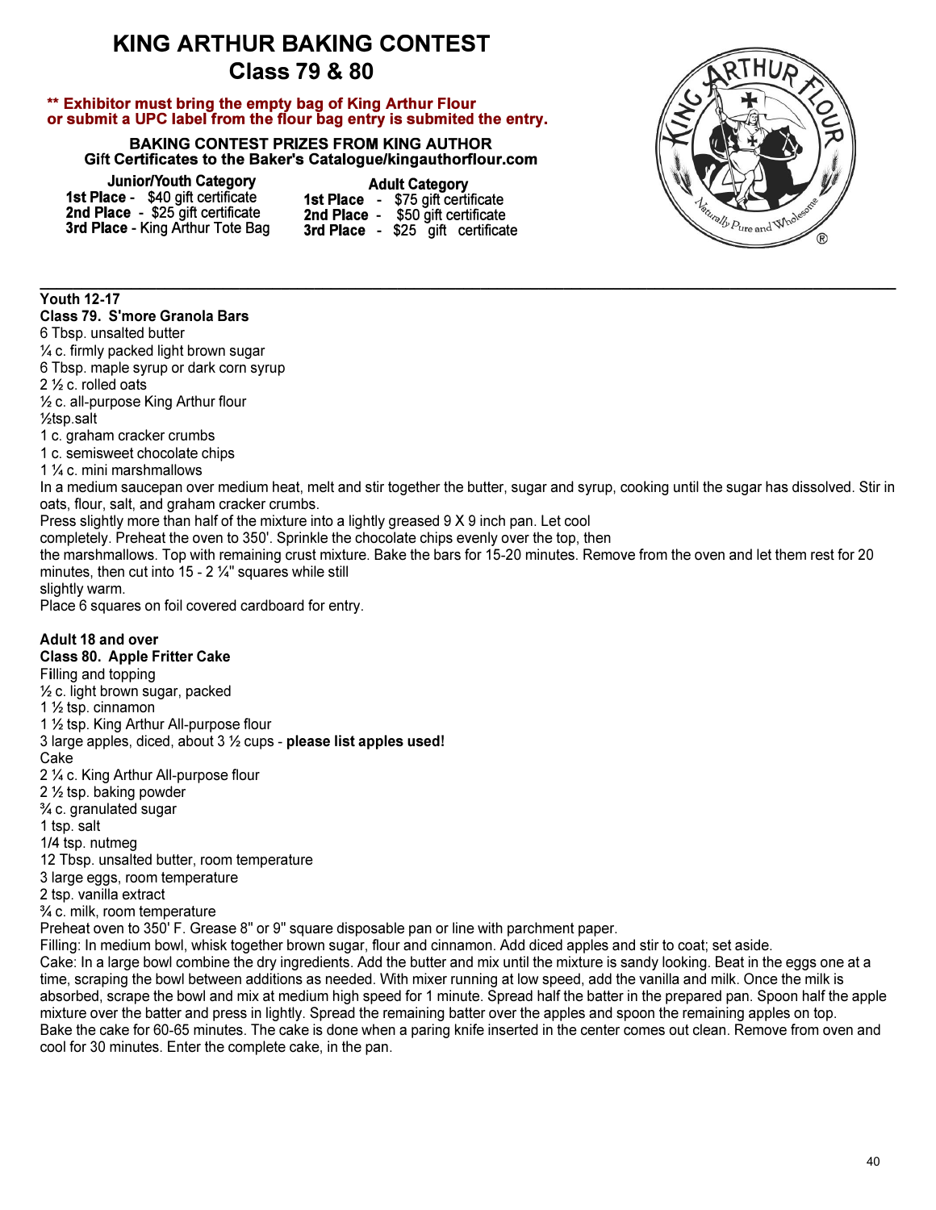# KING ARTHUR BAKING CONTEST
## Class 79 & 80

**\*\* Exhibitor must bring the empty bag of King Arthur Flour or submit a UPC label from the flour bag entry is submited the entry.**

**BAKING CONTEST PRIZES FROM KING AUTHOR**
**Gift Certificates to the Baker's Catalogue/kingauthorflour.com**

**Junior/Youth Category**
**1st Place** - $40 gift certificate
**2nd Place** - $25 gift certificate
**3rd Place** - King Arthur Tote Bag

**Adult Category**
**1st Place** - $75 gift certificate
**2nd Place** - $50 gift certificate
**3rd Place** - $25 gift certificate

---

**Youth 12-17**
**Class 79. S'more Granola Bars**

6 Tbsp. unsalted butter
¼ c. firmly packed light brown sugar
6 Tbsp. maple syrup or dark corn syrup
2 ½ c. rolled oats
½ c. all-purpose King Arthur flour
½tsp.salt
1 c. graham cracker crumbs
1 c. semisweet chocolate chips
1 ¼ c. mini marshmallows

In a medium saucepan over medium heat, melt and stir together the butter, sugar and syrup, cooking until the sugar has dissolved. Stir in oats, flour, salt, and graham cracker crumbs.
Press slightly more than half of the mixture into a lightly greased 9 X 9 inch pan. Let cool completely. Preheat the oven to 350'. Sprinkle the chocolate chips evenly over the top, then the marshmallows. Top with remaining crust mixture. Bake the bars for 15-20 minutes. Remove from the oven and let them rest for 20 minutes, then cut into 15 - 2 ¼" squares while still slightly warm.
Place 6 squares on foil covered cardboard for entry.

**Adult 18 and over**
**Class 80. Apple Fritter Cake**

Filling and topping
½ c. light brown sugar, packed
1 ½ tsp. cinnamon
1 ½ tsp. King Arthur All-purpose flour
3 large apples, diced, about 3 ½ cups - **please list apples used!**

Cake
2 ¼ c. King Arthur All-purpose flour
2 ½ tsp. baking powder
¾ c. granulated sugar
1 tsp. salt
1/4 tsp. nutmeg
12 Tbsp. unsalted butter, room temperature
3 large eggs, room temperature
2 tsp. vanilla extract
¾ c. milk, room temperature

Preheat oven to 350' F. Grease 8" or 9" square disposable pan or line with parchment paper.
Filling: In medium bowl, whisk together brown sugar, flour and cinnamon. Add diced apples and stir to coat; set aside.
Cake: In a large bowl combine the dry ingredients. Add the butter and mix until the mixture is sandy looking. Beat in the eggs one at a time, scraping the bowl between additions as needed. With mixer running at low speed, add the vanilla and milk. Once the milk is absorbed, scrape the bowl and mix at medium high speed for 1 minute. Spread half the batter in the prepared pan. Spoon half the apple mixture over the batter and press in lightly. Spread the remaining batter over the apples and spoon the remaining apples on top.
Bake the cake for 60-65 minutes. The cake is done when a paring knife inserted in the center comes out clean. Remove from oven and cool for 30 minutes. Enter the complete cake, in the pan.